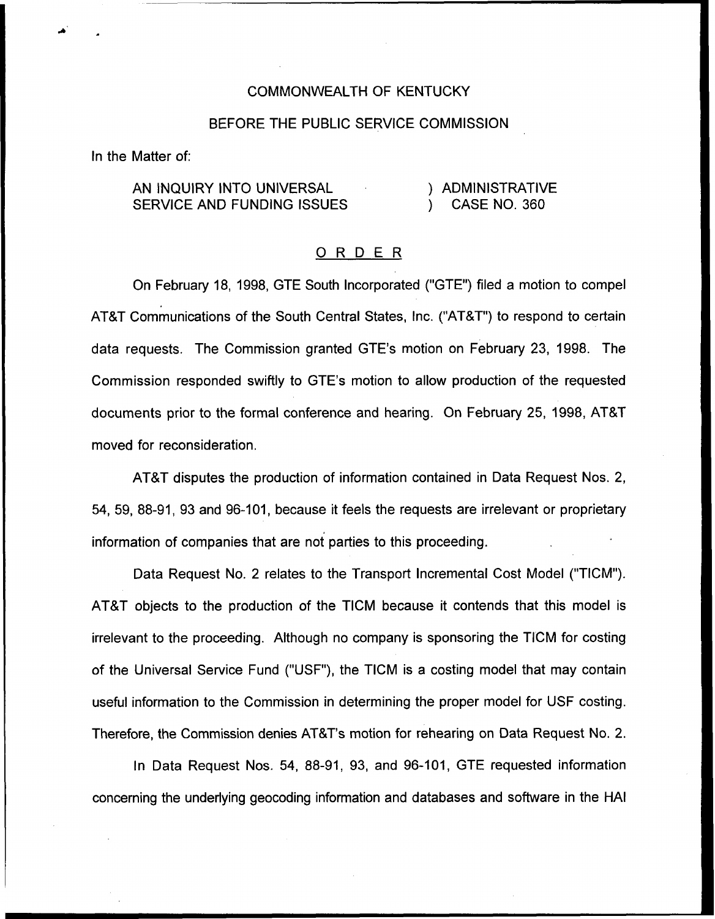COMMONWEALTH OF KENTUCKY

BEFORE THE PUBLIC SERVICE COMMISSION

In the Matter of:

AN INQUIRY INTO UNIVERSAL SERVICE AND FUNDING ISSUES ) ADMINISTRATIVE ) CASE NO. 360

## ORDER

On February 18, 1998, GTE South Incorporated ("GTE") filed a motion to compel AT&T Communications of the South Central States, Inc. ("AT&T") to respond to certain data requests. The Commission granted GTE's motion on February 23, 1998. The Commission responded swiftly to GTE's motion to allow production of the requested documents prior to the formal conference and hearing. On February 25, 1998, AT&T moved for reconsideration.

AT&T disputes the production of information contained in Data Request Nos. 2, 54, 59, 88-91, 93 and 96-101, because it feels the requests are irrelevant or proprietary information of companies that are not parties to this proceeding.

Data Request No. 2 relates to the Transport Incremental Cost Model ("TICM"). AT&T objects to the production of the TICM because it contends that this model is irrelevant to the proceeding. Although no company is sponsoring the TICM for costing of the Universal Service Fund ("USF"), the TICM is a costing model that may contain useful information to the Commission in determining the proper model for USF costing. Therefore, the Commission denies AT&T's motion for rehearing on Data Request No. 2.

In Data Request Nos. 54, 88-91, 93, and 96-101, GTE requested information concerning the underlying geocoding information and databases and software in the HAI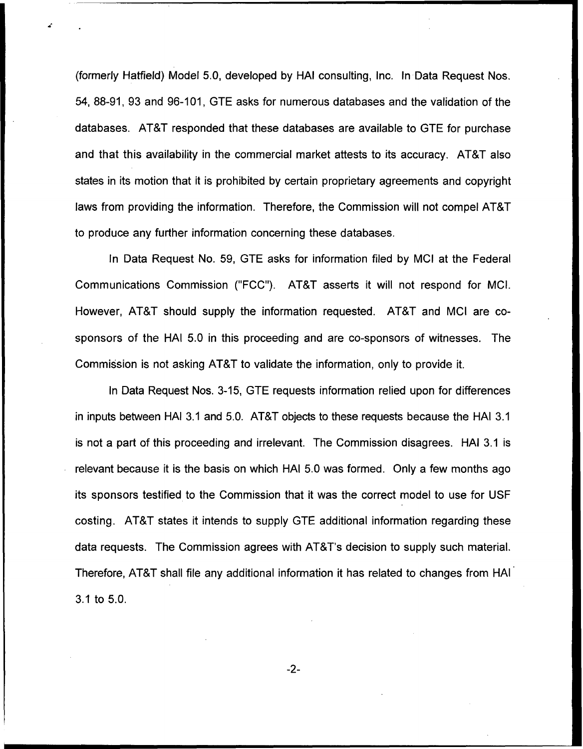(formerly Hatfield) Model 5.0, developed by HAI consulting, Inc. In Data Request Nos. 54, 88-91, 93 and 96-101, GTE asks for numerous databases and the validation of the databases. AT&T responded that these databases are available to GTE for purchase and that this availability in the commercial market attests to its accuracy. AT&T also states in its motion that it is prohibited by certain proprietary agreements and copyright laws from providing the information. Therefore, the Commission will not compel AT&T to produce any further information concerning these databases.

In Data Request No. 59, GTE asks for information filed by MCI at the Federal Communications Commission ("FCC"). AT&T asserts it will not respond for MCI. However, AT&T should supply the information requested. AT&T and MCI are co-sponsors of the HAI 5.0 in this proceeding and are co-sponsors of witnesses. The Commission is not asking AT&T to validate the information, only to provide it.

In Data Request Nos. 3-15, GTE requests information relied upon for differences in inputs between HAI 3.1 and 5.0. AT&T objects to these requests because the HAI 3.1 is not a part of this proceeding and irrelevant. The Commission disagrees. HAI 3.1 is relevant because it is the basis on which HAI 5.0 was formed. Only a few months ago its sponsors testified to the Commission that it was the correct model to use for USF costing. AT&T states it intends to supply GTE additional information regarding these data requests. The Commission agrees with AT&T's decision to supply such material. Therefore, AT&T shall file any additional information it has related to changes from HAI 3.1 to 5.0.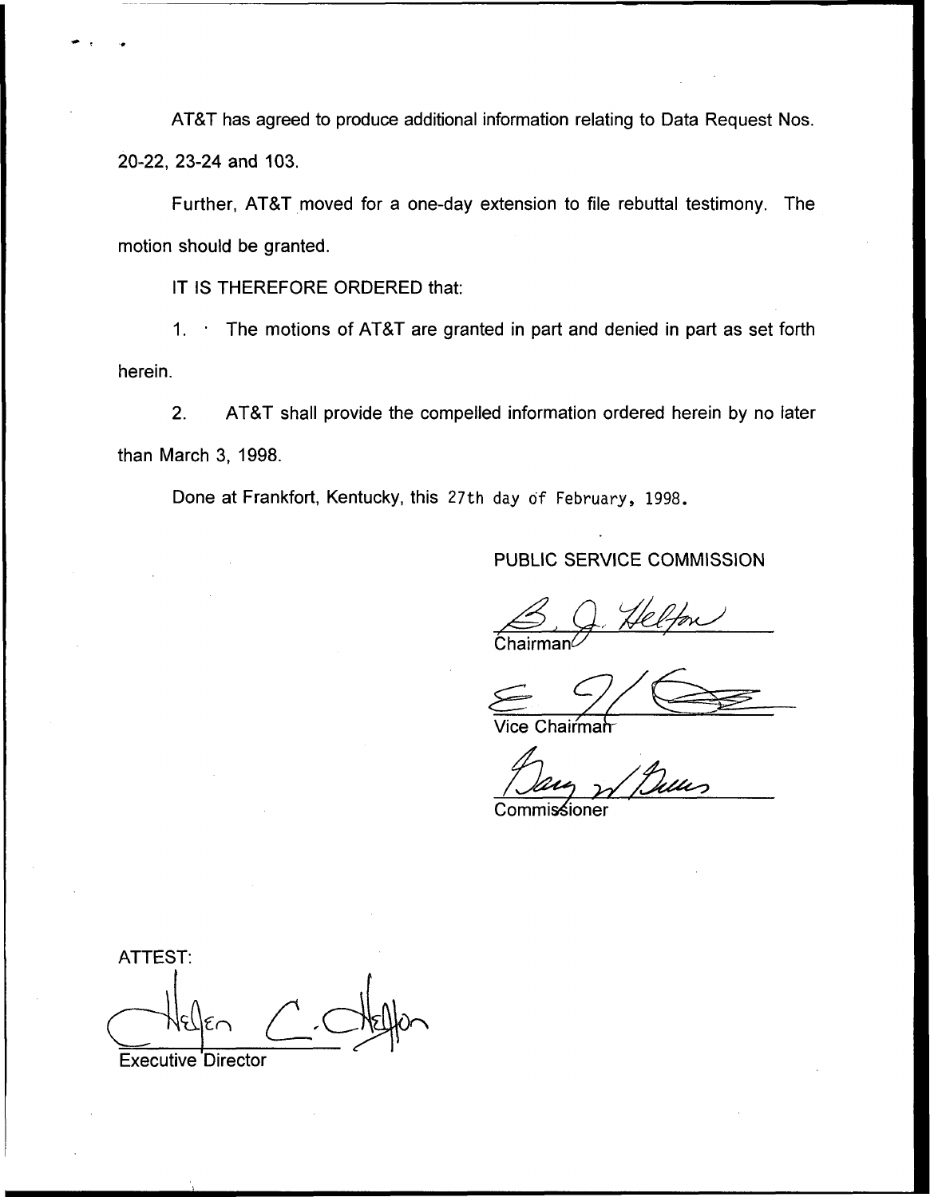AT&T has agreed to produce additional information relating to Data Request Nos. 20-22, 23-24 and 103.

Further, AT&T moved for a one-day extension to file rebuttal testimony. The motion should be granted.

IT IS THEREFORE ORDERED that:

1. The motions of AT&T are granted in part and denied in part as set forth herein.

2. AT&T shall provide the compelled information ordered herein by no later than March 3, 1998.

Done at Frankfort, Kentucky, this 27th day of February, 1998.

PUBLIC SERVICE COMMISSION

Chairman

Vice Chairman

Commissioner

ATTEST:

Executive Director